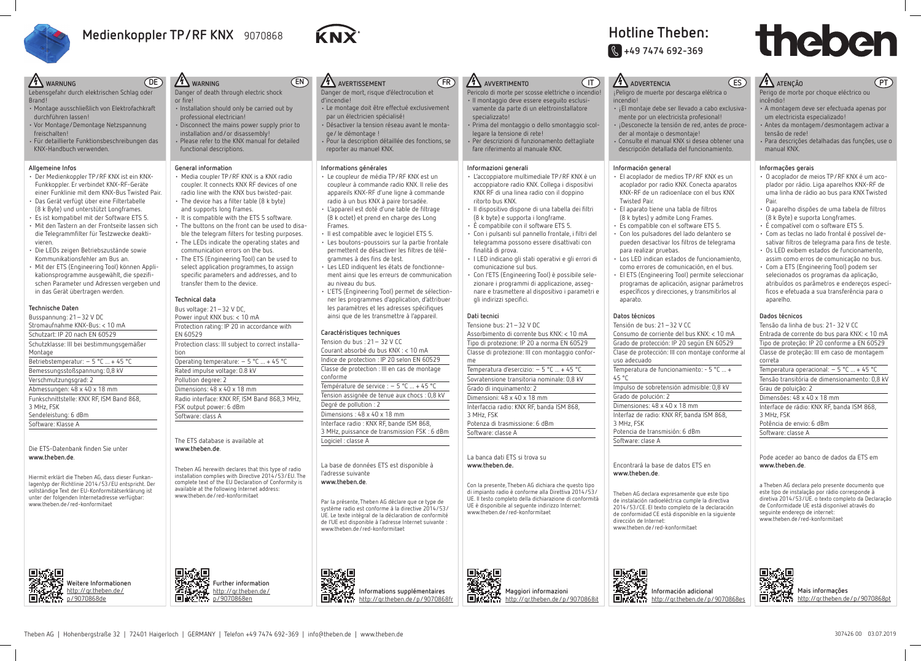# Medienkoppler TP/RF KNX 9070868

## Hotline Theben:

+49 7474 692-369

## WARNUNG (DE)

Lebensgefahr durch elektrischen Schlag oder Brand!

- Montage ausschließlich von Elektrofachkraft durchführen lassen!
- Vor Montage/Demontage Netzspannung freischalten!
- Für detaillierte Funktionsbeschreibungen das KNX-Handbuch verwenden.

### Allgemeine Infos

- Der Medienkoppler TP/RF KNX ist ein KNX-Funkkoppler. Er verbindet KNX-RF-Geräte einer Funklinie mit dem KNX-Bus Twisted Pair.
- Das Gerät verfügt über eine Filtertabelle (8 k Byte) und unterstützt Longframes.
- Es ist kompatibel mit der Software ETS 5.
- Mit den Tastern an der Frontseite lassen sich die Telegrammfilter für Testzwecke deaktivieren.
- Die LEDs zeigen Betriebszustände sowie Kommunikationsfehler am Bus an.
- Mit der ETS (Engineering Tool) können Applikationsprogramme ausgewählt, die spezifischen Parameter und Adressen vergeben und in das Gerät übertragen werden.

### Technische Daten

Busspannung: 21 – 32 V DC
Stromaufnahme KNX-Bus: < 10 mA
Schutzart: IP 20 nach EN 60529
Schutzklasse: III bei bestimmungsgemäßer Montage
Betriebstemperatur: – 5 °C ... + 45 °C
Bemessungsstoßspannung: 0,8 kV
Verschmutzungsgrad: 2
Abmessungen: 48 x 40 x 18 mm
Funkschnittstelle: KNX RF, ISM Band 868, 3 MHz, FSK
Sendeleistung: 6 dBm
Software: Klasse A

Die ETS-Datenbank finden Sie unter **www.theben.de**.

Hiermit erklärt die Theben AG, dass dieser Funkanlagentyp der Richtlinie 2014/53/EU entspricht. Der vollständige Text der EU-Konformitätserklärung ist unter der folgenden Internetadresse verfügbar: www.theben.de/red-konformitaet

**Weitere Informationen** http://qr.theben.de/p/9070868de

## WARNING (EN)

Danger of death through electric shock or fire!

- Installation should only be carried out by professional electrician!
- Disconnect the mains power supply prior to installation and/or disassembly!
- Please refer to the KNX manual for detailed functional descriptions.

### General information

- Media coupler TP/RF KNX is a KNX radio coupler. It connects KNX RF devices of one radio line with the KNX bus twisted-pair.
- The device has a filter table (8 k byte) and supports long frames.
- It is compatible with the ETS 5 software.
- The buttons on the front can be used to disable the telegram filters for testing purposes.
- The LEDs indicate the operating states and communication errors on the bus.
- The ETS (Engineering Tool) can be used to select application programmes, to assign specific parameters and addresses, and to transfer them to the device.

### Technical data

Bus voltage: 21 – 32 V DC,
Power input KNX bus: < 10 mA
Protection rating: IP 20 in accordance with EN 60529
Protection class: III subject to correct installation
Operating temperature: – 5 °C ... + 45 °C
Rated impulse voltage: 0.8 kV
Pollution degree: 2
Dimensions: 48 x 40 x 18 mm
Radio interface: KNX RF, ISM Band 868,3 MHz, FSK output power: 6 dBm
Software: class A

The ETS database is available at **www.theben.de**.

Theben AG herewith declares that this type of radio installation complies with Directive 2014/53/EU. The complete text of the EU Declaration of Conformity is available at the following Internet address: www.theben.de/red-konformitaet

**Further information** http://qr.theben.de/p/9070868en

## AVERTISSEMENT (FR)

Danger de mort, risque d'électrocution et d'incendie!

- Le montage doit être effectué exclusivement par un électricien spécialisé!
- Désactiver la tension réseau avant le montage/le démontage !
- Pour la description détaillée des fonctions, se reporter au manuel KNX.

### Informations générales

- Le coupleur de média TP/RF KNX est un coupleur à commande radio KNX. Il relie des appareils KNX-RF d'une ligne à commande radio à un bus KNX à paire torsadée.
- L'appareil est doté d'une table de filtrage (8 k octet) et prend en charge des Long Frames.
- Il est compatible avec le logiciel ETS 5.
- Les boutons-poussoirs sur la partie frontale permettent de désactiver les filtres de télégrammes à des fins de test.
- Les LED indiquent les états de fonctionnement ainsi que les erreurs de communication au niveau du bus.
- L'ETS (Engineering Tool) permet de sélectionner les programmes d'application, d'attribuer les paramètres et les adresses spécifiques ainsi que de les transmettre à l'appareil.

### Caractéristiques techniques

Tension du bus : 21 – 32 V CC
Courant absorbé du bus KNX : < 10 mA
Indice de protection : IP 20 selon EN 60529
Classe de protection : III en cas de montage conforme
Température de service : – 5 °C ... + 45 °C
Tension assignée de tenue aux chocs : 0,8 kV
Degré de pollution : 2
Dimensions : 48 x 40 x 18 mm
Interface radio : KNX RF, bande ISM 868, 3 MHz, puissance de transmission FSK : 6 dBm
Logiciel : classe A

La base de données ETS est disponible à l'adresse suivante **www.theben.de**.

Par la présente, Theben AG déclare que ce type de système radio est conforme à la directive 2014/53/UE. Le texte intégral de la déclaration de conformité de l'UE est disponible à l'adresse Internet suivante : www.theben.de/red-konformitaet

**Informations supplémentaires** http://qr.theben.de/p/9070868fr

## AVVERTIMENTO (IT)

Pericolo di morte per scosse elettriche o incendio!

- Il montaggio deve essere eseguito esclusivamente da parte di un elettroinstallatore specializzato!
- Prima del montaggio o dello smontaggio scollegare la tensione di rete!
- Per descrizioni di funzionamento dettagliate fare riferimento al manuale KNX.

### Informazioni generali

- L'accoppiatore multimediale TP/RF KNX è un accoppiatore radio KNX. Collega i dispositivi KNX RF di una linea radio con il doppino ritorto bus KNX.
- Il dispositivo dispone di una tabella dei filtri (8 k byte) e supporta i longframe.
- È compatibile con il software ETS 5.
- Con i pulsanti sul pannello frontale, i filtri del telegramma possono essere disattivati con finalità di prova.
- I LED indicano gli stati operativi e gli errori di comunicazione sul bus.
- Con l'ETS (Engineering Tool) è possibile selezionare i programmi di applicazione, assegnare e trasmettere al dispositivo i parametri e gli indirizzi specifici.

### Dati tecnici

Tensione bus: 21 – 32 V DC
Assorbimento di corrente bus KNX: < 10 mA
Tipo di protezione: IP 20 a norma EN 60529
Classe di protezione: III con montaggio conforme
Temperatura d'esercizio: – 5 °C ... + 45 °C
Sovratensione transitoria nominale: 0,8 kV
Grado di inquinamento: 2
Dimensioni: 48 x 40 x 18 mm
Interfaccia radio: KNX RF, banda ISM 868, 3 MHz, FSK
Potenza di trasmissione: 6 dBm
Software: classe A

La banca dati ETS si trova su **www.theben.de.**

Con la presente, Theben AG dichiara che questo tipo di impianto radio è conforme alla Direttiva 2014/53/UE. Il testo completo della dichiarazione di conformità UE è disponibile al seguente indirizzo Internet: www.theben.de/red-konformitaet

**Maggiori informazioni** http://qr.theben.de/p/9070868it

## ADVERTENCIA (ES)

¡Peligro de muerte por descarga eléctrica o incendio!

- ¡El montaje debe ser llevado a cabo exclusivamente por un electricista profesional!
- ¡Desconecte la tensión de red, antes de proceder al montaje o desmontaje!
- Consulte el manual KNX si desea obtener una descripción detallada del funcionamiento.

### Información general

- El acoplador de medios TP/RF KNX es un acoplador por radio KNX. Conecta aparatos KNX-RF de un radioenlace con el bus KNX Twisted Pair.
- El aparato tiene una tabla de filtros (8 k bytes) y admite Long Frames.
- Es compatible con el software ETS 5.
- Con los pulsadores del lado delantero se pueden desactivar los filtros de telegrama para realizar pruebas.
- Los LED indican estados de funcionamiento, como errores de comunicación, en el bus.
- El ETS (Engineering Tool) permite seleccionar programas de aplicación, asignar parámetros específicos y direcciones, y transmitirlos al aparato.

### Datos técnicos

Tensión de bus: 21 – 32 V CC
Consumo de corriente del bus KNX: < 10 mA
Grado de protección: IP 20 según EN 60529
Clase de protección: III con montaje conforme al uso adecuado
Temperatura de funcionamiento: - 5 °C ... + 45 °C
Impulso de sobretensión admisible: 0,8 kV
Grado de polución: 2
Dimensiones: 48 x 40 x 18 mm
Interfaz de radio: KNX RF, banda ISM 868, 3 MHz, FSK
Potencia de transmisión: 6 dBm
Software: clase A

Encontrará la base de datos ETS en **www.theben.de**.

Theben AG declara expresamente que este tipo de instalación radioeléctrica cumple la directiva 2014/53/CE. El texto completo de la declaración de conformidad CE está disponible en la siguiente dirección de Internet: www.theben.de/red-konformitaet

**Información adicional** http://qr.theben.de/p/9070868es

## ATENÇÃO (PT)

Perigo de morte por choque eléctrico ou incêndio!

- A montagem deve ser efectuada apenas por um electricista especializado!
- Antes da montagem/desmontagem activar a tensão de rede!
- Para descrições detalhadas das funções, use o manual KNX.

### Informações gerais

- O acoplador de meios TP/RF KNX é um acoplador por rádio. Liga aparelhos KNX-RF de uma linha de rádio ao bus para KNX Twisted Pair.
- O aparelho dispões de uma tabela de filtros (8 k Byte) e suporta Longframes.
- É compatível com o software ETS 5.
- Com as teclas no lado frontal é possível desativar filtros de telegrama para fins de teste.
- Os LED exibem estados de funcionamento, assim como erros de comunicação no bus.
- Com a ETS (Engineering Tool) podem ser selecionados os programas da aplicação, atribuídos os parâmetros e endereços específicos e efetuada a sua transferência para o aparelho.

### Dados técnicos

Tensão da linha de bus: 21- 32 V CC
Entrada de corrente do bus para KNX: < 10 mA
Tipo de proteção: IP 20 conforme a EN 60529
Classe de proteção: III em caso de montagem correta
Temperatura operacional: – 5 °C ... + 45 °C
Tensão transitória de dimensionamento: 0,8 kV
Grau de poluição: 2
Dimensões: 48 x 40 x 18 mm
Interface de rádio: KNX RF, banda ISM 868, 3 MHz, FSK
Potência de envio: 6 dBm
Software: classe A

Pode aceder ao banco de dados da ETS em **www.theben.de**.

a Theben AG declara pelo presente documento que este tipo de instalação por rádio corresponde à diretiva 2014/53/UE. o texto completo da Declaração de Conformidade UE está disponível através do seguinte endereço de internet: www.theben.de/red-konformitaet

**Mais informações** http://qr.theben.de/p/9070868pt

Theben AG | Hohenbergstraße 32 | 72401 Haigerloch | GERMANY | Telefon +49 7474 692-369 | info@theben.de | www.theben.de

307426 00 03.07.2019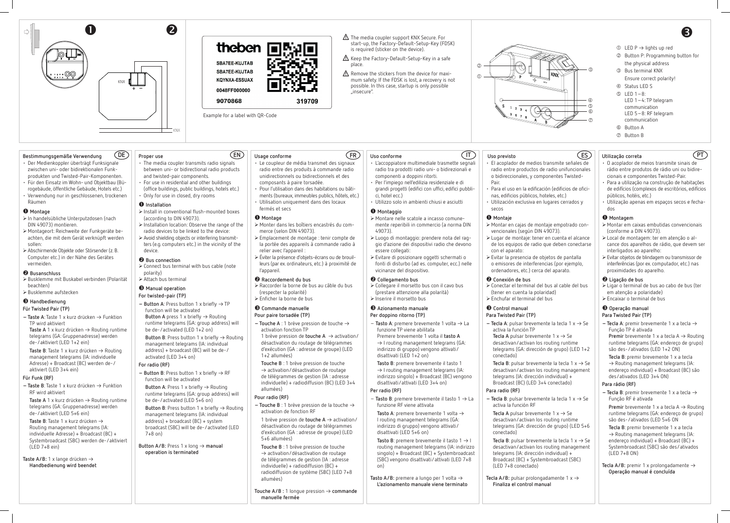❶ ❷

KNX

\+ −

KNX

theben

SBA7EE-KUJTAB
SBA7EE-KUJTAB
KQYNXA-ESSUAX
0048FF000000
9070868 319709

Example for a label with QR-Code

⚠ The media coupler support KNX Secure. For start-up, the Factory-Default-Setup-Key (FDSK) is required (sticker on the device).

⚠ Keep the Factory-Default-Setup-Key in a safe place.

⚠ Remove the stickers from the device for maximum safety. If the FDSK is lost, a recovery is not possible. In this case, startup is only possible „insecure".

❸

① LED P → lights up red
② Button P: Programming button for the physical address
③ Bus terminal KNX
Ensure correct polarity!
④ Status LED S
⑤ LED 1 – 8:
LED 1 – 4: TP telegram communication
LED 5 – 8: RF telegram communication
⑥ Button A
⑦ Button B

## Bestimmungsgemäße Verwendung (DE)

- Der Medienkoppler überträgt Funksignale zwischen uni- oder bidirektionalen Funkprodukten und Twisted-Pair-Komponenten.
- Für den Einsatz im Wohn- und Objektbau (Bürogebäude, öffentliche Gebäude, Hotels etc.)
- Verwendung nur in geschlossenen, trockenen Räumen

### ❶ Montage

- ➢ In handelsübliche Unterputzdosen (nach DIN 49073) montieren.
- ➢ Montageort: Reichweite der Funkgeräte beachten, die mit dem Gerät verknüpft werden sollen.
- ➢ Abschirmende Objekte oder Störsender (z. B. Computer etc.) in der Nähe des Gerätes vermeiden.

### ❷ Busanschluss

- ➢ Busklemme mit Buskabel verbinden (Polarität beachten)
- ➢ Busklemme aufstecken

### ❸ Handbedienung

**Für Twisted Pair (TP)**

– **Taste A**: Taste 1 x kurz drücken → Funktion TP wird aktiviert
**Taste A** 1 x kurz drücken → Routing runtime telegrams (GA: Gruppenadresse) werden de- / aktiviert (LED 1+2 ein)
**Taste B**: Taste 1 x kurz drücken → Routing management telegrams (IA: individuelle Adresse) + Broadcast (BC) werden de- / aktiviert (LED 3+4 ein)

**Für Funk (RF)**

– **Taste B**: Taste 1 x kurz drücken → Funktion RF wird aktiviert
**Taste A** 1 x kurz drücken → Routing runtime telegrams (GA: Gruppenadresse) werden de- / aktiviert (LED 5+6 ein)
**Taste B**: Taste 1 x kurz drücken → Routing management telegrams (IA: individuelle Adresse) + Broadcast (BC) + Systembroadcast (SBC) werden de- / aktiviert (LED 7+8 ein)

**Taste A/B:** 1 x lange drücken → **Handbedienung wird beendet**

## Proper use (EN)

- The media coupler transmits radio signals between uni- or bidirectional radio products and twisted-pair components.
- For use in residential and other buildings (office buildings, public buildings, hotels etc.)
- Only for use in closed, dry rooms

### ❶ Installation

- ➢ Install in conventional flush-mounted boxes (according to DIN 49073).
- ➢ Installation location: Observe the range of the radio devices to be linked to the device.
- ➢ Avoid shielding objects or interfering transmitters (e.g. computers etc.) in the vicinity of the device.

### ❷ Bus connection

- ➢ Connect bus terminal with bus cable (note polarity)
- ➢ Attach bus terminal

### ❸ Manual operation

**For twisted-pair (TP)**

– **Button A**: Press button 1 x briefly → TP function will be activated
**Button A** press 1 x briefly → Routing runtime telegrams (GA: group address) will be de- / activated (LED 1+2 on)
**Button B**: Press button 1 x briefly → Routing management telegrams (IA: individual address) + broadcast (BC) will be de- / activated (LED 3+4 on)

**For radio (RF)**

– **Button B**: Press button 1 x briefly → RF function will be activated
**Button A**: Press 1 x briefly → Routing runtime telegrams (GA: group address) will be de- / activated (LED 5+6 on)
**Button B**: Press button 1 x briefly → Routing management telegrams (IA: individual address) + broadcast (BC) + system broadcast (SBC) will be de- / activated (LED 7+8 on)

**Button A/B:** Press 1 x long → **manual operation is terminated**

## Usage conforme (FR)

- Le coupleur de média transmet des signaux radio entre des produits à commande radio unidirectionnels ou bidirectionnels et des composants à paire torsadée.
- Pour l'utilisation dans des habitations ou bâtiments (bureaux, immeubles publics, hôtels, etc.)
- Utilisation uniquement dans des locaux fermés et secs

### ❶ Montage

- ➢ Monter dans les boîtiers encastrés du commerce (selon DIN 49073).
- ➢ Emplacement de montage : tenir compte de la portée des appareils à commande radio à relier avec l'appareil :
- ➢ Éviter la présence d'objets-écrans ou de brouilleurs (par ex. ordinateurs, etc.) à proximité de l'appareil.

### ❷ Raccordement du bus

- ➢ Raccorder la borne de bus au câble du bus (respecter la polarité)
- ➢ Enficher la borne de bus

### ❸ Commande manuelle

**Pour paire torsadée (TP)**

– **Touche A** : 1 brève pression de touche → activation fonction TP
1 brève pression de **touche A** → activation / désactivation du routage de télégrammes d'exécution (GA : adresse de groupe) (LED 1+2 allumées)
**Touche B** : 1 brève pression de touche → activation / désactivation de routage de télégrammes de gestion (IA : adresse individuelle) + radiodiffusion (BC) (LED 3+4 allumées)

**Pour radio (RF)**

– **Touche B** : 1 brève pression de la touche → activation de fonction RF
1 brève pression de **touche A** → activation / désactivation du routage de télégrammes d'exécution (GA : adresse de groupe) (LED 5+6 allumées)
**Touche B** : 1 brève pression de touche → activation / désactivation de routage de télégrammes de gestion (IA : adresse individuelle) + radiodiffusion (BC) + radiodiffusion de système (SBC) (LED 7+8 allumées)

**Touche A / B :** 1 longue pression → **commande manuelle fermée**

## Uso conforme (IT)

- L'accoppiatore multimediale trasmette segnali radio tra prodotti radio uni- o bidirezionali e componenti a doppini ritorti.
- Per l'impiego nell'edilizia residenziale e di grandi progetti (edifici con uffici, edifici pubblici, hotel ecc.)
- Utilizzo solo in ambienti chiusi e asciutti

### ❶ Montaggio

- ➢ Montare nelle scatole a incasso comunemente reperibili in commercio (a norma DIN 49073).
- ➢ Luogo di montaggio: prendere nota del raggio d'azione dei dispositivi radio che devono essere collegati:
- ➢ Evitare di posizionare oggetti schermati o fonti di disturbo (ad es. computer, ecc.) nelle vicinanze del dispositivo.

### ❷ Collegamento bus

- ➢ Collegare il morsetto bus con il cavo bus (prestare attenzione alla polarità)
- ➢ Inserire il morsetto bus

### ❸ Azionamento manuale

**Per doppino ritorto (TP)**

– **Tasto A**: premere brevemente 1 volta → La funzione TP viene abilitata
Premere brevemente 1 volta il **tasto A** → I routing management telegrams (GA: indirizzo di gruppo) vengono attivati / disattivati (LED 1+2 on)
**Tasto B**: premere brevemente il tasto 1 → I routing management telegrams (IA: indirizzo singolo) + Broadcast (BC) vengono disattivati / attivati (LED 3+4 on)

**Per radio (RF)**

– **Tasto B**: premere brevemente il tasto 1 → La funzione RF viene attivata
**Tasto A**: premere brevemente 1 volta → I routing management telegrams (GA: indirizzo di gruppo) vengono attivati / disattivati (LED 5+6 on)
**Tasto B**: premere brevemente il tasto 1 → I routing management telegrams (IA: indirizzo singolo) + Broadcast (BC) + Systembroadcast (SBC) vengono disattivati / attivati (LED 7+8 on)

**Tasto A/B:** premere a lungo per 1 volta → **L'azionamento manuale viene terminato**

## Uso previsto (ES)

- El acoplador de medios transmite señales de radio entre productos de radio unifuncionales o bidireccionales, y componentes Twisted-Pair.
- Para el uso en la edificación (edificios de oficinas, edificios públicos, hoteles, etc.)
- Utilización exclusiva en lugares cerrados y secos

### ❶ Montaje

- ➢ Montar en cajas de montaje empotrado convencionales (según DIN 49073).
- ➢ Lugar de montaje: tener en cuenta el alcance de los equipos de radio que deben conectarse con el aparato:
- ➢ Evitar la presencia de objetos de pantalla o emisores de interferencias (por ejemplo, ordenadores, etc.) cerca del aparato.

### ❷ Conexión de bus

- ➢ Conectar el terminal del bus al cable del bus (tener en cuenta la polaridad)
- ➢ Enchufar el terminal del bus

### ❸ Control manual

**Para Twisted Pair (TP)**

– **Tecla A**: pulsar brevemente la tecla 1 x → Se activa la función TP
**Tecla A** pulsar brevemente 1 x → Se desactivan / activan los routing runtime telegrams (GA: dirección de grupo) (LED 1+2 conectado)
**Tecla B**: pulsar brevemente la tecla 1 x → Se desactivan / activan los routing management telegrams (IA: dirección individual) + Broadcast (BC) (LED 3+4 conectado)

**Para radio (RF)**

– **Tecla B**: pulsar brevemente la tecla 1 x → Se activa la función RF
**Tecla A** pulsar brevemente 1 x → Se desactivan / activan los routing runtime telegrams (GA: dirección de grupo) (LED 5+6 conectado)
**Tecla B**: pulsar brevemente la tecla 1 x → Se desactivan / activan los routing management telegrams (IA: dirección individual) + Broadcast (BC) + Systembroadcast (SBC) (LED 7+8 conectado)

**Tecla A/B:** pulsar prolongadamente 1 x → **Finaliza el control manual**

## Utilização correta (PT)

- O acoplador de meios transmite sinais de rádio entre produtos de rádio uni ou bidirecionais e componentes Twisted-Pair.
- Para a utilização na construção de habitações de edifícios (complexos de escritórios, edifícios públicos, hotéis, etc.)
- Utilização apenas em espaços secos e fechados

### ❶ Montagem

- ➢ Montar em caixas embutidas convencionais (conforme a DIN 49073).
- ➢ Local de montagem: ter em atenção o alcance dos aparelhos de rádio, que devem ser interligados ao aparelho:
- ➢ Evitar objetos de blindagem ou transmissor de interferências (por ex. computador, etc.) nas proximidades do aparelho.

### ❷ Ligação de bus

- ➢ Ligar o terminal de bus ao cabo de bus (ter em atenção a polaridade)
- ➢ Encaixar o terminal de bus

### ❸ Operação manual

**Para Twisted Pair (TP)**

– **Tecla A**: premir brevemente 1 x a tecla → Função TP é ativada
**Premir** brevemente 1 x a tecla A → Routing runtime telegrams (GA: endereço de grupo) são des- / ativados (LED 1+2 ON)
**Tecla B**: premir brevemente 1 x a tecla → Routing management telegrams (IA: endereço individual) + Broadcast (BC) são des / ativados (LED 3+4 ON)

**Para rádio (RF)**

– **Tecla B**: premir brevemente 1 x a tecla → Função RF é ativada
**Premir** brevemente 1 x a tecla A → Routing runtime telegrams (GA: endereço de grupo) são des- / ativados (LED 5+6 ON
**Tecla B**: premir brevemente 1 x a tecla → Routing management telegrams (IA: endereço individual) + Broadcast (BC) + Systembroadcast (SBC) são des / ativados (LED 7+8 ON)

**Tecla A/B:** premir 1 x prolongadamente → **Operação manual é concluída**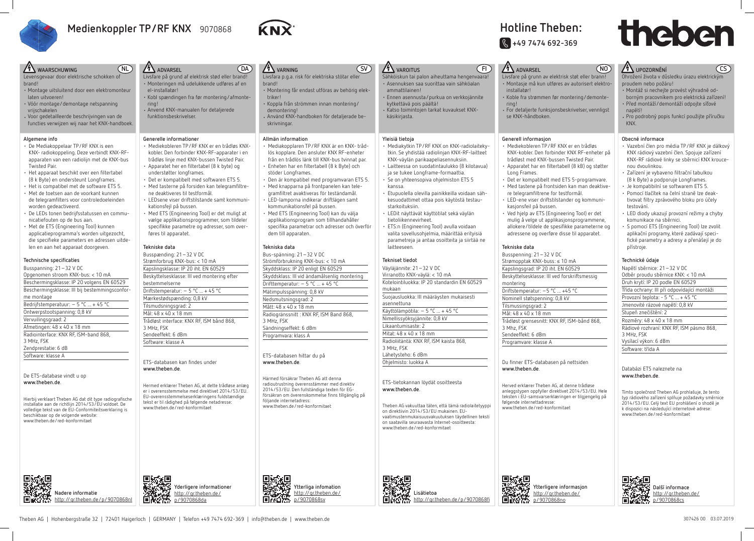# Medienkoppler TP/RF KNX 9070868

## Hotline Theben:

+49 7474 692-369

## WAARSCHUWING (NL)

Levensgevaar door elektrische schokken of brand!

- Montage uitsluitend door een elektromonteur laten uitvoeren!
- Vóór montage/demontage netspanning vrijschakelen
- Voor gedetailleerde beschrijvingen van de functies verwijzen wij naar het KNX-handboek.

### Algemene info

- De Mediakoppelaar TP/RF KNX is een KNX- radiokoppeling. Deze verbindt KNX-RF-apparaten van een radiolijn met de KNX-bus Twisted Pair.
- Het apparaat beschikt over een filtertabel (8 k Byte) en ondersteunt Longframes.
- Het is compatibel met de software ETS 5.
- Met de toetsen aan de voorkant kunnen de telegramfilters voor controledoeleinden worden gedeactiveerd.
- De LEDs tonen bedrijfsstatussen en communicatiefouten op de bus aan.
- Met de ETS (Engineering Tool) kunnen applicatieprogramma's worden uitgezocht, die specifieke parameters en adressen uitdelen en aan het apparaat doorgeven.

### Technische specificaties

| |
|---|
| Busspanning: 21 – 32 V DC |
| Opgenomen stroom KNX-bus: < 10 mA |
| Beschermingsklasse: IP 20 volgens EN 60529 |
| Beschermingsklasse: III bij bestemmingsconforme montage |
| Bedrijfstemperatuur: – 5 °C ... + 45 °C |
| Ontwerpstootspanning: 0,8 kV |
| Vervuilingsgraad: 2 |
| Afmetingen: 48 x 40 x 18 mm |
| Radiointerface: KNX RF, ISM-band 868, 3 MHz, FSK |
| Zendprestatie: 6 dB |
| Software: klasse A |

De ETS-database vindt u op **www.theben.de**.

Hierbij verklaart Theben AG dat dit type radiografische installatie aan de richtlijn 2014/53/EU voldoet. De volledige tekst van de EU-Conformiteitsverklaring is beschikbaar op de volgende website: www.theben.de/red-konformitaet

**Nadere informatie** http://qr.theben.de/p/9070868nl

## ADVARSEL (DA)

Livsfare på grund af elektrisk stød eller brand!

- Monteringen må udelukkende udføres af en el-installatør!
- Kobl spændingen fra før montering/afmontering!
- Anvend KNX-manualen for detaljerede funktionsbeskrivelser.

### Generelle informationer

- Mediekobleren TP/RF KNX er en trådløs KNX-kobler. Den forbinder KNX-RF-apparater i en trådløs linje med KNX-bussen Twisted Pair.
- Apparatet har en filtertabel (8 k byte) og understøtter longframes.
- Det er kompatibelt med softwaren ETS 5.
- Med tasterne på forsiden kan telegramfiltrene deaktiveres til testformål.
- LEDsene viser driftstilstande samt kommunikationsfejl på bussen.
- Med ETS (Engineering Tool) er det muligt at vælge applikationsprogrammer, som tildeler specifikke parametre og adresser, som overføres til apparatet.

### Tekniske data

| |
|---|
| Busspænding: 21 – 32 V DC |
| Strømforbrug KNX-bus: < 10 mA |
| Kapslingsklasse: IP 20 iht. EN 60529 |
| Beskyttelsesklasse: III ved montering efter bestemmelserne |
| Driftstemperatur: – 5 °C ... + 45 °C |
| Mærkestødspænding: 0,8 kV |
| Tilsmudsningsgrad: 2 |
| Mål: 48 x 40 x 18 mm |
| Trådløst interface: KNX RF, ISM bånd 868, 3 MHz, FSK |
| Sendeeffekt: 6 dBm |
| Software: klasse A |

ETS-databasen kan findes under **www.theben.de**.

Hermed erklærer Theben AG, at dette trådløse anlæg er i overensstemmelse med direktivet 2014/53/EU. EU-overensstemmelseserklæringens fuldstændige tekst er til rådighed på følgende netadresse: www.theben.de/red-konformitaet

**Yderligere informationer** http://qr.theben.de/p/9070868da

## VARNING (SV)

Livsfara p.g.a. risk för elektriska stötar eller brand!

- Montering får endast utföras av behörig elektriker!
- Koppla från strömmen innan montering/demontering!
- Använd KNX-handboken för detaljerade beskrivningar.

### Allmän information

- Mediakopplaren TP/RF KNX är en KNX- trådlös kopplare. Den ansluter KNX RF-enheter från en trådlös länk till KNX-bus tvinnat par.
- Enheten har en filtertabell (8 k Byte) och stöder Longframes.
- Den är kompatibel med programvaran ETS 5.
- Med knapparna på frontpanelen kan telegramfiltret avaktiveras för teständamål.
- LED-lamporna indikerar driftlägen samt kommunikationsfel på bussen.
- Med ETS (Engineering Tool) kan du välja applikationsprogram som tillhandahåller specifika parametrar och adresser och överför dem till apparaten.

### Tekniska data

| |
|---|
| Bus-spänning: 21 – 32 V DC |
| Strömförbrukning KNX-bus: < 10 mA |
| Skyddsklass: IP 20 enligt EN 60529 |
| Skyddsklass: III vid ändamålsenlig montering |
| Drifttemperatur: – 5 °C ... + 45 °C |
| Mätimpulsspänning: 0,8 kV |
| Nedsmutsningsgrad: 2 |
| Mått: 48 x 40 x 18 mm |
| Radiogränssnitt : KNX RF, ISM Band 868, 3 MHz, FSK |
| Sändningseffekt: 6 dBm |
| Programvara: klass A |

ETS-databasen hittar du på **www.theben.de**.

Härmed försäkrar Theben AG att denna radioutrustning överensstämmer med direktiv 2014/53/EU. Den fullständiga texten för EG-försäkran om överensstämmelse finns tillgänglig på följande internetadress: www.theben.de/red-konformitaet

**Ytterliga infomation** http://qr.theben.de/p/9070868sv

## VAROITUS (FI)

Sähköiskun tai palon aiheuttama hengenvaara!

- Asennuksen saa suorittaa vain sähköalan ammattilainen!
- Ennen asennusta/purkua on verkkojännite kytkettävä pois päältä!
- Katso toimintojen tarkat kuvaukset KNX-käsikirjasta.

### Yleisiä tietoja

- Mediakytkin TP/RF KNX on KNX-radiolaitekytkin. Se yhdistää radiolinjan KNX-RF-laitteet KNX-väylän parikaapeliasennuksiin.
- Laitteessa on suodatintaulukko (8 kilotavua) ja se tukee Longframe-formaattia.
- Se on yhteensopiva ohjelmiston ETS 5 kanssa.
- Etupuolella olevilla painikkeilla voidaan sähkesuodattimet ottaa pois käytöstä testaustarkoituksiin.
- LEDit näyttävät käyttötilat sekä väylän tietoliikennevirheet.
- ETS:n (Engineering Tool) avulla voidaan valita sovellusohjelmia, määrittää erityisiä parametreja ja antaa osoitteita ja siirtää ne laitteeseen.

### Tekniset tiedot

| |
|---|
| Väyläjännite: 21 – 32 V DC |
| Virranotto KNX-väylä: < 10 mA |
| Kotelointiluokka: IP 20 standardin EN 60529 mukaan |
| Suojausluokka: III määräysten mukaisesti asennettuna |
| Käyttölämpötila: – 5 °C ... + 45 °C |
| Nimellissyöksyjännite: 0,8 kV |
| Likaantumisaste: 2 |
| Mitat: 48 x 40 x 18 mm |
| Radioliitäntä: KNX RF, ISM kaista 868, 3 MHz, FSK |
| Lähetysteho: 6 dBm |
| Ohjelmisto: luokka A |

ETS-tietokannan löydät osoitteesta **www.theben.de**.

Theben AG vakuuttaa täten, että tämä radiolaitetyyppi on direktiivin 2014/53/EU mukainen. EU-vaatimustenmukaisuusvakuutuksen täydellinen teksti on saatavilla seuraavasta Internet-osoitteesta: www.theben.de/red-konformitaet

**Lisätietoa** http://qr.theben.de/p/9070868fi

## ADVARSEL (NO)

Livsfare på grunn av elektrisk støt eller brann!

- Montasje må kun utføres av autorisert elektroinstallatør!
- Koble fra strømmen før montering/demontering!
- For detaljerte funksjonsbeskrivelser, vennligst se KNX-håndboken.

### Generell informasjon

- Mediekobleren TP/RF KNX er en trådløs KNX-kobler. Den forbinder KNX RF-enheter på trådløst med KNX-bussen Twisted Pair.
- Apparatet har en filtertabell (8 kB) og støtter Long Frames.
- Det er kompatibelt med ETS 5-programvare.
- Med tastene på frontsiden kan man deaktivere telegramfiltrene for testformål.
- LED-ene viser driftstilstander og kommunikasjonsfeil på bussen.
- Ved hjelp av ETS (Engineering Tool) er det mulig å velge ut applikasjonsprogrammene, allokere/tildele de spesifikke parameterne og adressene og overføre disse til apparatet.

### Tekniske data

| |
|---|
| Busspenning: 21 – 32 V DC |
| Strømopptak KNX-bus: ≤ 10 mA |
| Kapslingsgrad: IP 20 iht. EN 60529 |
| Beskyttelsesklasse: III ved forskriftsmessig montering |
| Driftstemperatur: –5 °C ... +45 °C |
| Nominell støtspenning: 0,8 kV |
| Tilsmussingsgrad: 2 |
| Mål: 48 x 40 x 18 mm |
| Trådløst grensesnitt: KNX RF, ISM-bånd 868, 3 Mhz, FSK |
| Sendeeffekt: 6 dBm |
| Programvare: klasse A |

Du finner ETS-databasen på nettsiden **www.theben.de**.

Herved erklærer Theben AG, at denne trådløse anleggstypen oppfyller direktivet 2014/53/EU. Hele teksten i EU-samsvarserklæringen er tilgjengelig på følgende internettadresse: www.theben.de/red-konformitaet

**Ytterligere informasjon** http://qr.theben.de/p/9070868no

## UPOZORNĚNÍ (CS)

Ohrožení života v důsledku úrazu elektrickým proudem nebo požáru!

- Montáž si nechejte provést výhradně odborným pracovníkem pro elektrická zařízení!
- Před montáží/demontáží odpojte síťové napětí!
- Pro podrobný popis funkcí použijte příručku KNX.

### Obecné informace

- Vazební člen pro média TP/RF KNX je dálkový KNX rádiový vazební člen. Spojuje zařízení KNX-RF rádiové linky se sběrnicí KNX kroucenou dvoulinkou.
- Zařízení je vybaveno filtrační tabulkou (8 k Byte) a podporuje Longframes.
- Je kompatibilní se softwarem ETS 5.
- Pomocí tlačítek na čelní straně lze deaktivovat filtry zprávového bloku pro účely testování.
- LED diody ukazují provozní režimy a chyby komunikace na sběrnici.
- S pomocí ETS (Engineering Tool) lze zvolit aplikační programy, které zadávají specifické parametry a adresy a přenášejí je do přístroje.

### Technické údaje

| |
|---|
| Napětí sběrnice: 21 – 32 V DC |
| Odběr proudu sběrnice KNX: < 10 mA |
| Druh krytí: IP 20 podle EN 60529 |
| Třída ochrany: III při odpovídající montáži |
| Provozní teplota: - 5 °C ... + 45 °C |
| Jmenovité rázové napětí: 0,8 kV |
| Stupeň znečištění: 2 |
| Rozměry: 48 x 40 x 18 mm |
| Rádiové rozhraní: KNX RF, ISM pásmo 868, 3 MHz, FSK |
| Vysílací výkon: 6 dBm |
| Software: třída A |

Databázi ETS naleznete na **www.theben.de**.

Tímto společnost Theben AG prohlašuje, že tento typ rádiového zařízení splňuje požadavky směrnice 2014/53/EU. Celý text EU prohlášení o shodě je k dispozici na následující internetové adrese: www.theben.de/red-konformitaet

**Další informace** http://qr.theben.de/p/9070868cs

Theben AG | Hohenbergstraße 32 | 72401 Haigerloch | GERMANY | Telefon +49 7474 692-369 | info@theben.de | www.theben.de

307426 00 03.07.2019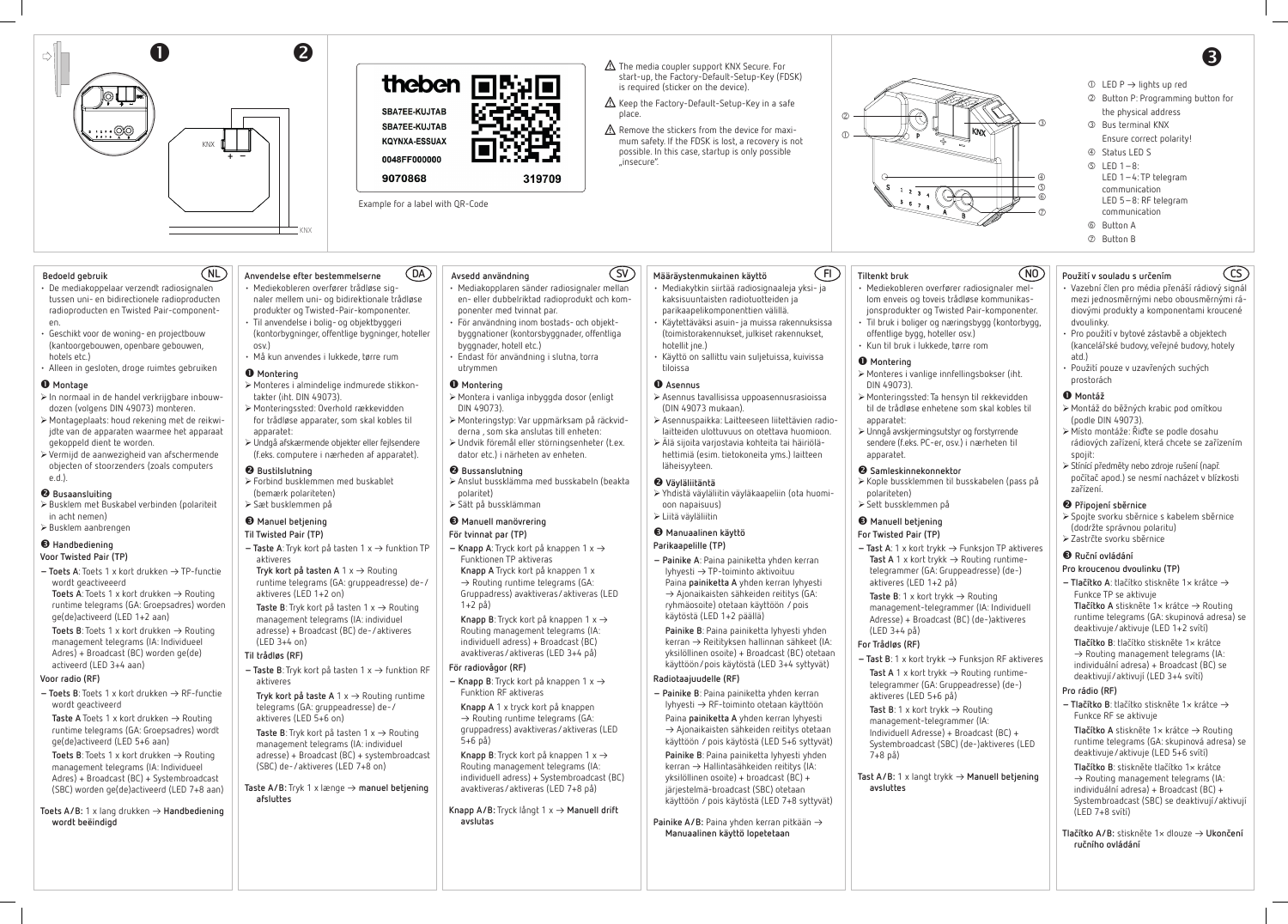❶ ❷

KNX

KNX

theben

SBA7EE-KUJTAB
SBA7EE-KUJTAB
KQYNXA-ESSUAX
0048FF000000
9070868 319709

Example for a label with QR-Code

⚠ The media coupler support KNX Secure. For start-up, the Factory-Default-Setup-Key (FDSK) is required (sticker on the device).

⚠ Keep the Factory-Default-Setup-Key in a safe place.

⚠ Remove the stickers from the device for maximum safety. If the FDSK is lost, a recovery is not possible. In this case, startup is only possible „insecure".

❸

① LED P → lights up red
② Button P: Programming button for the physical address
③ Bus terminal KNX
Ensure correct polarity!
④ Status LED S
⑤ LED 1 – 8:
LED 1 – 4: TP telegram communication
LED 5 – 8: RF telegram communication
⑥ Button A
⑦ Button B

## Bedoeld gebruik (NL)

- De mediakoppelaar verzendt radiosignalen tussen uni- en bidirectionele radioproducten radioproducten en Twisted Pair-componenten.
- Geschikt voor de woning- en projectbouw (kantoorgebouwen, openbare gebouwen, hotels etc.)
- Alleen in gesloten, droge ruimtes gebruiken

### ❶ Montage

- In normaal in de handel verkrijgbare inbouwdozen (volgens DIN 49073) monteren.
- Montageplaats: houd rekening met de reikwijdte van de apparaten waarmee het apparaat gekoppeld dient te worden.
- Vermijd de aanwezigheid van afschermende objecten of stoorzenders (zoals computers e.d.).

### ❷ Busaansluiting

- Busklem met Buskabel verbinden (polariteit in acht nemen)
- Busklem aanbrengen

### ❸ Handbediening

**Voor Twisted Pair (TP)**

– **Toets A**: Toets 1 x kort drukken → TP-functie wordt geactiveeerd
**Toets A**: Toets 1 x kort drukken → Routing runtime telegrams (GA: Groepsadres) worden ge(de)activeerd (LED 1+2 aan)
**Toets B**: Toets 1 x kort drukken → Routing management telegrams (IA: Individueel Adres) + Broadcast (BC) worden ge(de) activeerd (LED 3+4 aan)

**Voor radio (RF)**

– **Toets B**: Toets 1 x kort drukken → RF-functie wordt geactiveerd
**Taste A** Toets 1 x kort drukken → Routing runtime telegrams (GA: Groepsadres) wordt ge(de)activeerd (LED 5+6 aan)
**Toets B**: Toets 1 x kort drukken → Routing management telegrams (IA: Individueel Adres) + Broadcast (BC) + Systembroadcast (SBC) worden ge(de)activeerd (LED 7+8 aan)

**Toets A/B**: 1 x lang drukken → **Handbediening wordt beëindigd**

## Anvendelse efter bestemmelserne (DA)

- Mediekobleren overfører trådløse signaler mellem uni- og bidirektionale trådløse produkter og Twisted-Pair-komponenter.
- Til anvendelse i bolig- og objektbyggeri (kontorbygninger, offentlige bygninger, hoteller osv.)
- Må kun anvendes i lukkede, tørre rum

### ❶ Montering

- Monteres i almindelige indmurede stikkontakter (iht. DIN 49073).
- Monteringssted: Overhold rækkevidden for trådløse apparater, som skal kobles til apparatet:
- Undgå afskærmende objekter eller fejlsendere (f.eks. computere i nærheden af apparatet).

### ❷ Bustilslutning

- Forbind busklemmen med buskablet (bemærk polariteten)
- Sæt busklemmen på

### ❸ Manuel betjening

**Til Twisted Pair (TP)**

– **Taste A**: Tryk kort på tasten 1 x → funktion TP aktiveres
**Tryk kort på tasten A** 1 x → Routing runtime telegrams (GA: gruppeadresse) de-/aktiveres (LED 1+2 on)
**Taste B**: Tryk kort på tasten 1 x → Routing management telegrams (IA: individuel adresse) + Broadcast (BC) de-/aktiveres (LED 3+4 on)

**Til trådløs (RF)**

– **Taste B**: Tryk kort på tasten 1 x → funktion RF aktiveres
**Tryk kort på taste A** 1 x → Routing runtime telegrams (GA: gruppeadresse) de-/aktiveres (LED 5+6 on)
**Taste B**: Tryk kort på tasten 1 x → Routing management telegrams (IA: individuel adresse) + Broadcast (BC) + systembroadcast (SBC) de-/aktiveres (LED 7+8 on)

**Taste A/B**: Tryk 1 x længe → **manuel betjening afsluttes**

## Avsedd användning (SV)

- Mediakopplaren sänder radiosignaler mellan en- eller dubbelriktad radioprodukt och komponenter med tvinnat par.
- För användning inom bostads- och objektbyggnationer (kontorsbyggnader, offentliga byggnader, hotell etc.)
- Endast för användning i slutna, torra utrymmen

### ❶ Montering

- Montera i vanliga inbyggda dosor (enligt DIN 49073).
- Monteringstyp: Var uppmärksam på räckvidderna , som ska anslutas till enheten:
- Undvik föremål eller störningsenheter (t.ex. dator etc.) i närheten av enheten.

### ❷ Bussanslutning

- Anslut bussklämma med busskabeln (beakta polaritet)
- Sätt på bussklämman

### ❸ Manuell manövrering

**För tvinnat par (TP)**

– **Knapp A**: Tryck kort på knappen 1 x → Funktionen TP aktiveras
**Knapp A** Tryck kort på knappen 1 x → Routing runtime telegrams (GA: Gruppadress) avaktiveras/aktiveras (LED 1+2 på)
**Knapp B**: Tryck kort på knappen 1 x → Routing management telegrams (IA: individuell adress) + Broadcast (BC) avaktiveras/aktiveras (LED 3+4 på)

**För radiovågor (RF)**

– **Knapp B**: Tryck kort på knappen 1 x → Funktion RF aktiveras
**Knapp A** 1 x tryck kort på knappen → Routing runtime telegrams (GA: gruppadress) avaktiveras/aktiveras (LED 5+6 på)
**Knapp B**: Tryck kort på knappen 1 x → Routing management telegrams (IA: individuell adress) + Systembroadcast (BC) avaktiveras/aktiveras (LED 7+8 på)

**Knapp A/B**: Tryck långt 1 x → **Manuell drift avslutas**

## Määräystenmukainen käyttö (FI)

- Mediakytkin siirtää radiosignaaleja yksi- ja kaksisuuntaisten radiotuotteiden ja parikaapelikomponenttien välillä.
- Käytettäväksi asuin- ja muissa rakennuksissa (toimistorakennukset, julkiset rakennukset, hotellit jne.)
- Käyttö on sallittu vain suljetuissa, kuivissa tiloissa

### ❶ Asennus

- Asennus tavallisissa uppoasennusrasioissa (DIN 49073 mukaan).
- Asennuspaikka: Laitteeseen liitettävien radiolaitteiden ulottuvuus on otettava huomioon.
- Älä sijoita varjostavia kohteita tai häiriölähettimiä (esim. tietokoneita yms.) laitteen läheisyyteen.

### ❷ Väyläliitäntä

- Yhdistä väyläliitin väyläkaapeliin (ota huomioon napaisuus)
- Liitä väyläliitin

### ❸ Manuaalinen käyttö

**Parikaapelille (TP)**

– **Painike A**: Paina painiketta yhden kerran lyhyesti → TP-toiminto aktivoituu
Paina **painiketta A** yhden kerran lyhyesti → Ajonaikaisten sähkeiden reititys (GA: ryhmäosoite) otetaan käyttöön / pois käytöstä (LED 1+2 päällä)
**Painike B**: Paina painiketta lyhyesti yhden kerran → Reitityksen hallinnan sähkeet (IA: yksilöllinen osoite) + Broadcast (BC) otetaan käyttöön/pois käytöstä (LED 3+4 syttyvät)

**Radiotaajuudelle (RF)**

– **Painike B**: Paina painiketta yhden kerran lyhyesti → RF-toiminto otetaan käyttöön
Paina **painiketta A** yhden kerran lyhyesti → Ajonaikaisten sähkeiden reititys otetaan käyttöön / pois käytöstä (LED 5+6 syttyvät)
**Painike B**: Paina painiketta lyhyesti yhden kerran → Hallintasähkeiden reititys (IA: yksilöllinen osoite) + broadcast (BC) + järjestelmä-broadcast (SBC) otetaan käyttöön / pois käytöstä (LED 7+8 syttyvät)

**Painike A/B**: Paina yhden kerran pitkään → **Manuaalinen käyttö lopetetaan**

## Tiltenkt bruk (NO)

- Mediekobleren overfører radiosignaler mellom enveis og toveis trådløse kommunikasjonsprodukter og Twisted Pair-komponenter.
- Til bruk i bolig- og næringsbygg (kontorbygg, offentlige bygg, hoteller osv.)
- Kun til bruk i lukkede, tørre rom

### ❶ Montering

- Monteres i vanlige innfellingsbokser (iht. DIN 49073).
- Monteringssted: Ta hensyn til rekkevidden til de trådløse enhetene som skal kobles til apparatet:
- Unngå avskjermingsutstyr og forstyrrende sendere (f.eks. PC-er, osv.) i nærheten til apparatet.

### ❷ Samleskinnekonnektor

- Kople bussklemmen til busskabelen (pass på polariteten)
- Sett bussklemmen på

### ❸ Manuell betjening

**For Twisted Pair (TP)**

– **Tast A**: 1 x kort trykk → Funksjon TP aktiveres
**Tast A** 1 x kort trykk → Routing runtime-telegrammer (GA: Gruppeadresse) (de-) aktiveres (LED 1+2 på)
**Taste B**: 1 x kort trykk → Routing management-telegrammer (IA: Individuell Adresse) + Broadcast (BC) (de-)aktiveres (LED 3+4 på)

**For Trådløs (RF)**

– **Tast B**: 1 x kort trykk → Funksjon RF aktiveres
**Tast A** 1 x kort trykk → Routing runtime-telegrammer (GA: Gruppeadresse) (de-) aktiveres (LED 5+6 på)
**Tast B**: 1 x kort trykk → Routing management-telegrammer (IA: Individuell Adresse) + Broadcast (BC) + Systembroadcast (SBC) (de-)aktiveres (LED 7+8 på)

**Tast A/B**: 1 x langt trykk → **Manuell betjening avsluttes**

## Použití v souladu s určením (CS)

- Vazební člen pro média přenáší rádiový signál mezi jednosměrnými nebo obousměrnými rádiovými produkty a komponentami kroucené dvoulinky.
- Pro použití v bytové zástavbě a objektech (kancelářské budovy, veřejné budovy, hotely atd.)
- Použití pouze v uzavřených suchých prostorách

### ❶ Montáž

- Montáž do běžných krabic pod omítkou (podle DIN 49073).
- Místo montáže: Řiďte se podle dosahu rádiových zařízení, která chcete se zařízením spojit:
- Stínicí předměty nebo zdroje rušení (např. počítač apod.) se nesmí nacházet v blízkosti zařízení.

### ❷ Připojení sběrnice

- Spojte svorku sběrnice s kabelem sběrnice (dodržte správnou polaritu)
- Zastrčte svorku sběrnice

### ❸ Ruční ovládání

**Pro kroucenou dvoulinku (TP)**

– **Tlačítko A**: tlačítko stiskněte 1× krátce → Funkce TP se aktivuje
**Tlačítko A** stiskněte 1× krátce → Routing runtime telegrams (GA: skupinová adresa) se deaktivuje/aktivuje (LED 1+2 svítí)
**Tlačítko B**: tlačítko stiskněte 1× krátce → Routing management telegrams (IA: individuální adresa) + Broadcast (BC) se deaktivují/aktivují (LED 3+4 svítí)

**Pro rádio (RF)**

– **Tlačítko B**: tlačítko stiskněte 1× krátce → Funkce RF se aktivuje
**Tlačítko A** stiskněte 1× krátce → Routing runtime telegrams (GA: skupinová adresa) se deaktivuje/aktivuje (LED 5+6 svítí)
**Tlačítko B**: stiskněte tlačítko 1× krátce → Routing management telegrams (IA: individuální adresa) + Broadcast (BC) + Systembroadcast (SBC) se deaktivují/aktivují (LED 7+8 svítí)

**Tlačítko A/B**: stiskněte 1× dlouze → **Ukončení ručního ovládání**